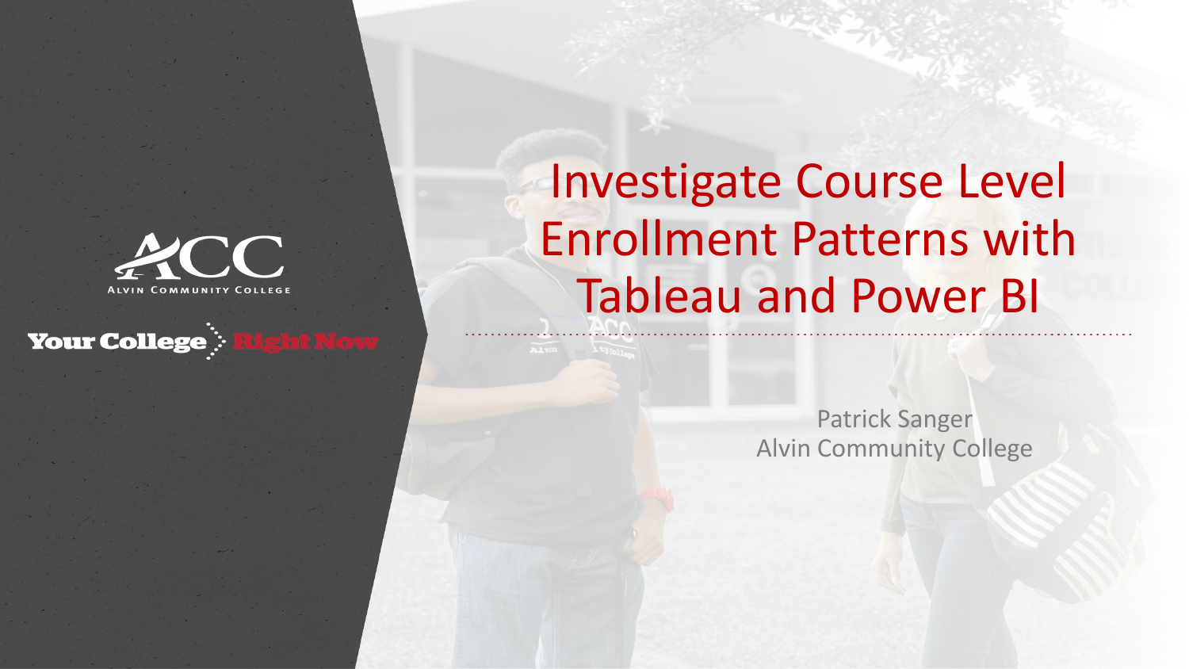# Investigate Course Level Enrollment Patterns with Tableau and Power BI

Patrick Sanger
Alvin Community College

ACC
ALVIN COMMUNITY COLLEGE

Your College Right Now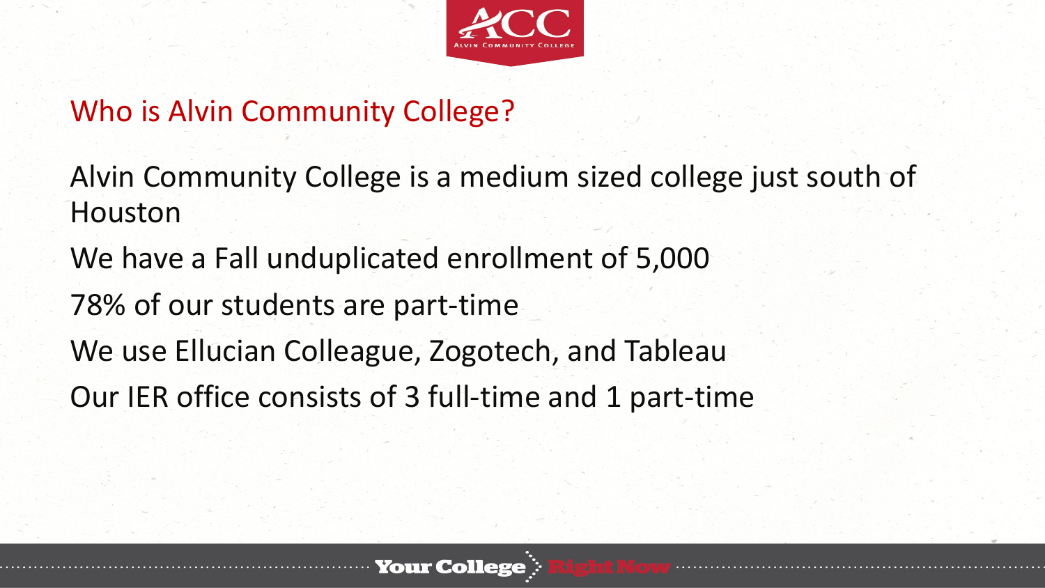## Who is Alvin Community College?

Alvin Community College is a medium sized college just south of Houston

We have a Fall unduplicated enrollment of 5,000

78% of our students are part-time

We use Ellucian Colleague, Zogotech, and Tableau

Our IER office consists of 3 full-time and 1 part-time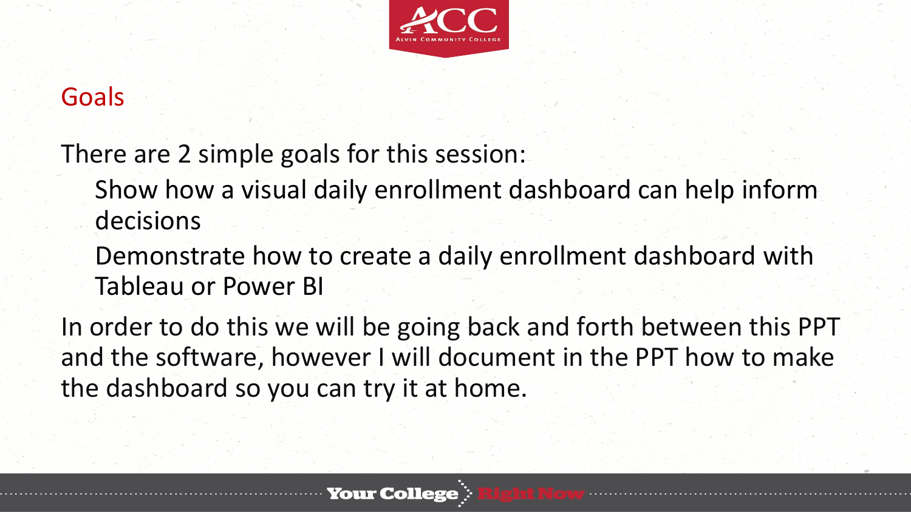## Goals

There are 2 simple goals for this session:

- Show how a visual daily enrollment dashboard can help inform decisions
- Demonstrate how to create a daily enrollment dashboard with Tableau or Power BI

In order to do this we will be going back and forth between this PPT and the software, however I will document in the PPT how to make the dashboard so you can try it at home.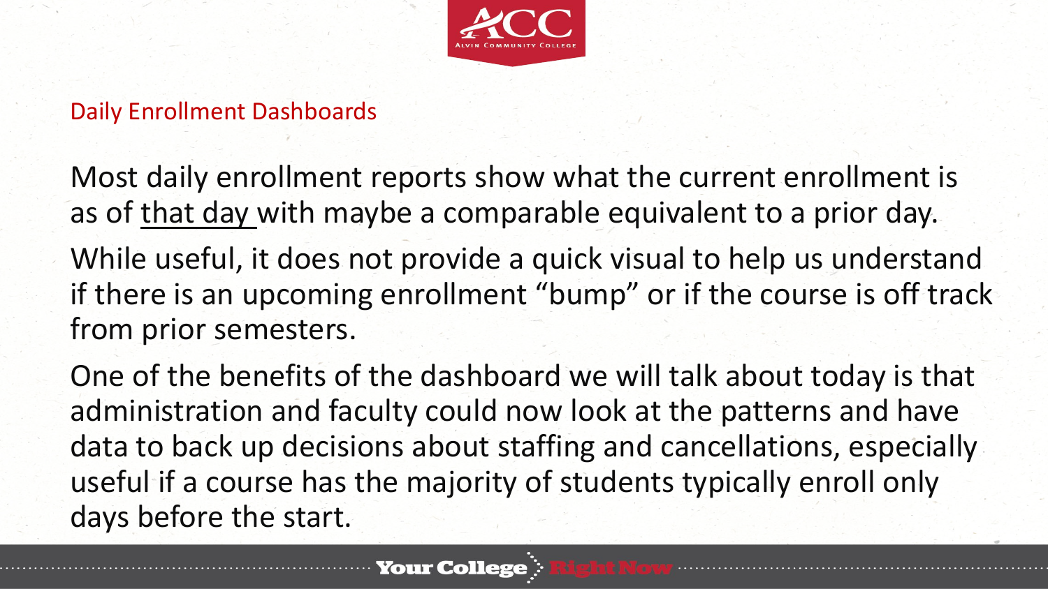## Daily Enrollment Dashboards

Most daily enrollment reports show what the current enrollment is as of that day with maybe a comparable equivalent to a prior day.

While useful, it does not provide a quick visual to help us understand if there is an upcoming enrollment “bump” or if the course is off track from prior semesters.

One of the benefits of the dashboard we will talk about today is that administration and faculty could now look at the patterns and have data to back up decisions about staffing and cancellations, especially useful if a course has the majority of students typically enroll only days before the start.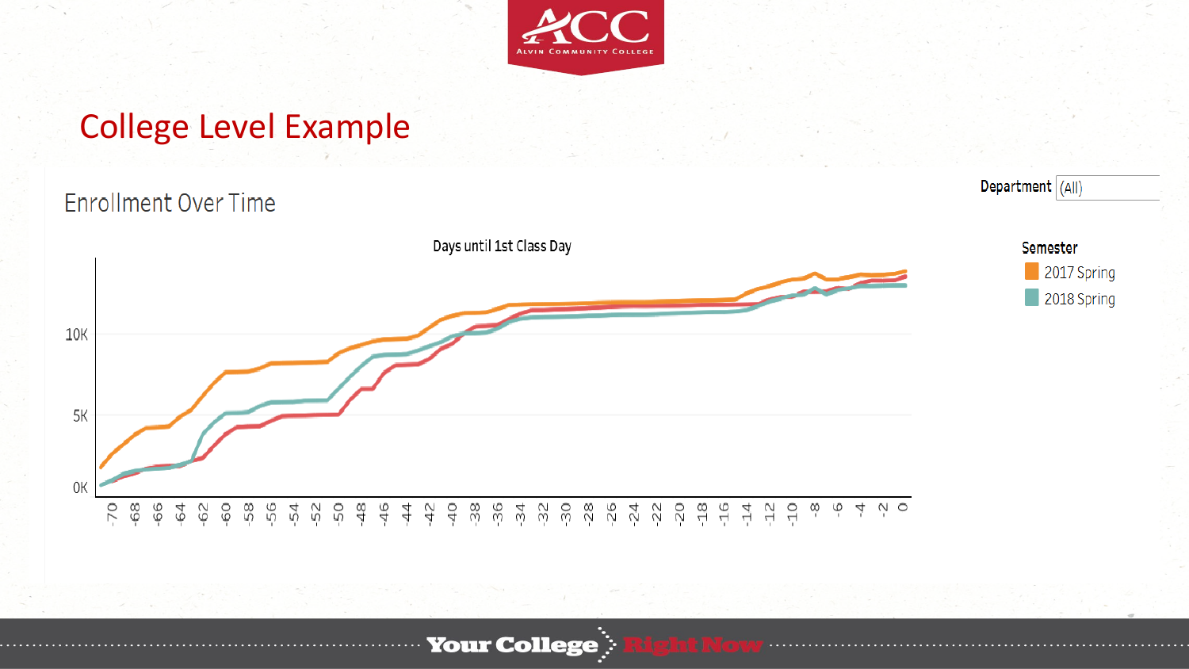# College Level Example

## Enrollment Over Time

Department (All)

Days until 1st Class Day

Semester
- 2017 Spring
- 2018 Spring

10K
5K
0K

-70 -68 -66 -64 -62 -60 -58 -56 -54 -52 -50 -48 -46 -44 -42 -40 -38 -36 -34 -32 -30 -28 -26 -24 -22 -20 -18 -16 -14 -12 -10 -8 -6 -4 -2 0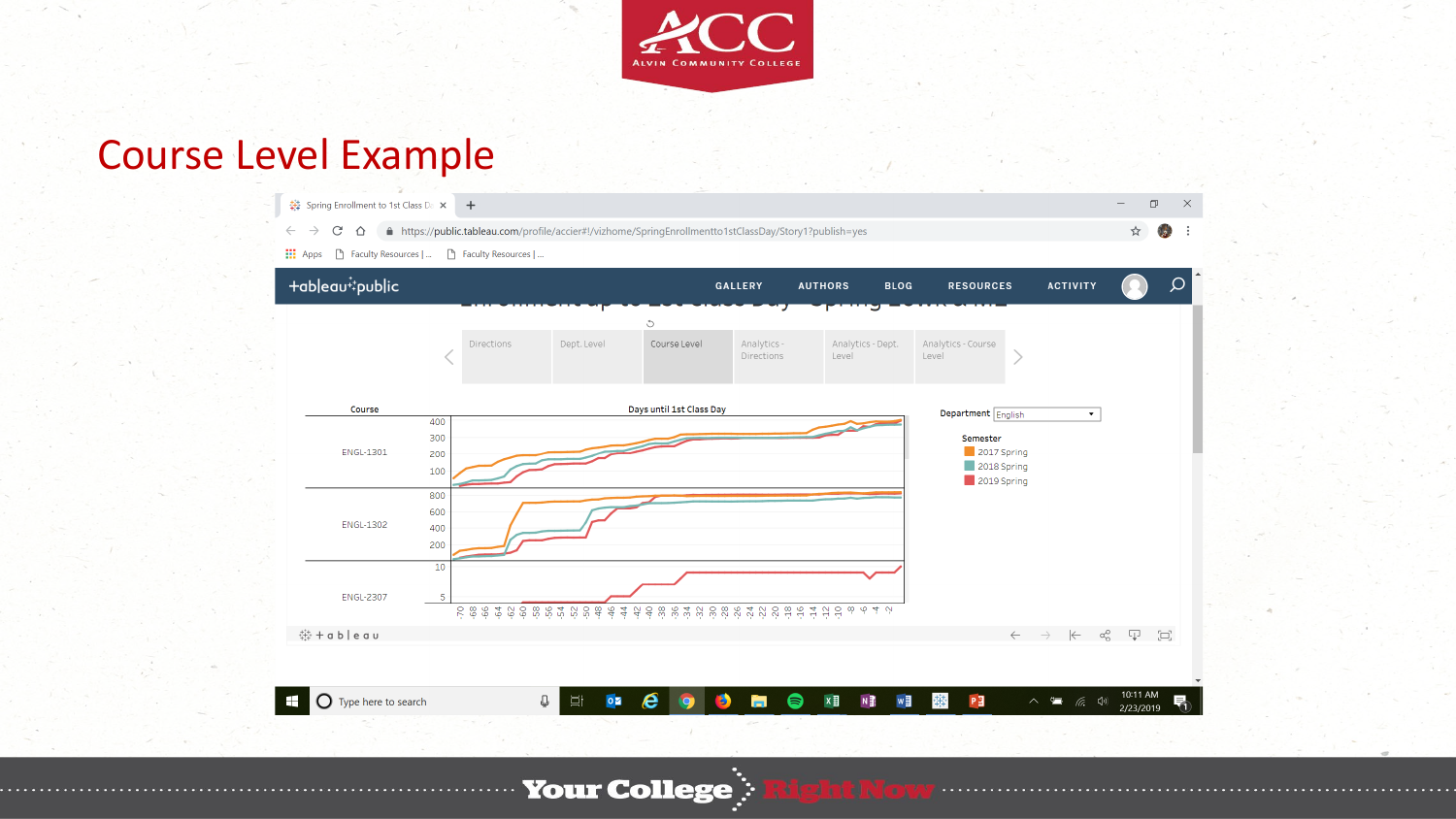# Course Level Example

Spring Enrollment to 1st Class Day

https://public.tableau.com/profile/accier#!/vizhome/SpringEnrollmentto1stClassDay/Story1?publish=yes

Directions | Dept. Level | Course Level | Analytics - Directions | Analytics - Dept. Level | Analytics - Course Level

Course — Days until 1st Class Day

ENGL-1301

ENGL-1302

ENGL-2307

Department: English

Semester
- 2017 Spring
- 2018 Spring
- 2019 Spring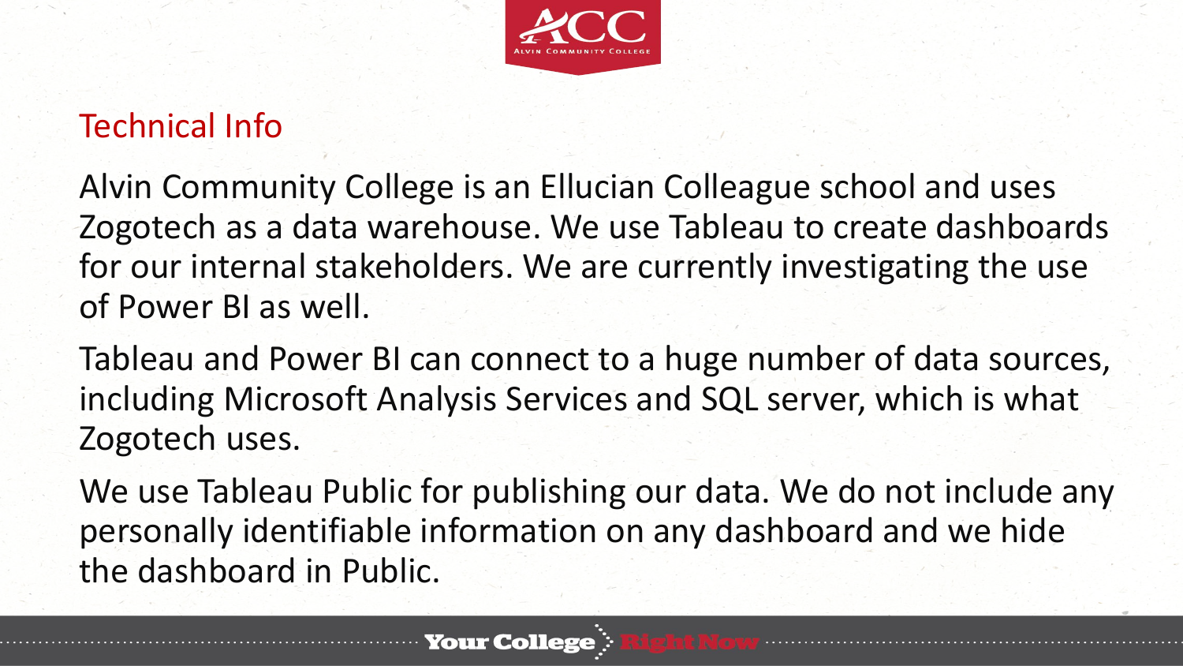## Technical Info

Alvin Community College is an Ellucian Colleague school and uses Zogotech as a data warehouse. We use Tableau to create dashboards for our internal stakeholders. We are currently investigating the use of Power BI as well.

Tableau and Power BI can connect to a huge number of data sources, including Microsoft Analysis Services and SQL server, which is what Zogotech uses.

We use Tableau Public for publishing our data. We do not include any personally identifiable information on any dashboard and we hide the dashboard in Public.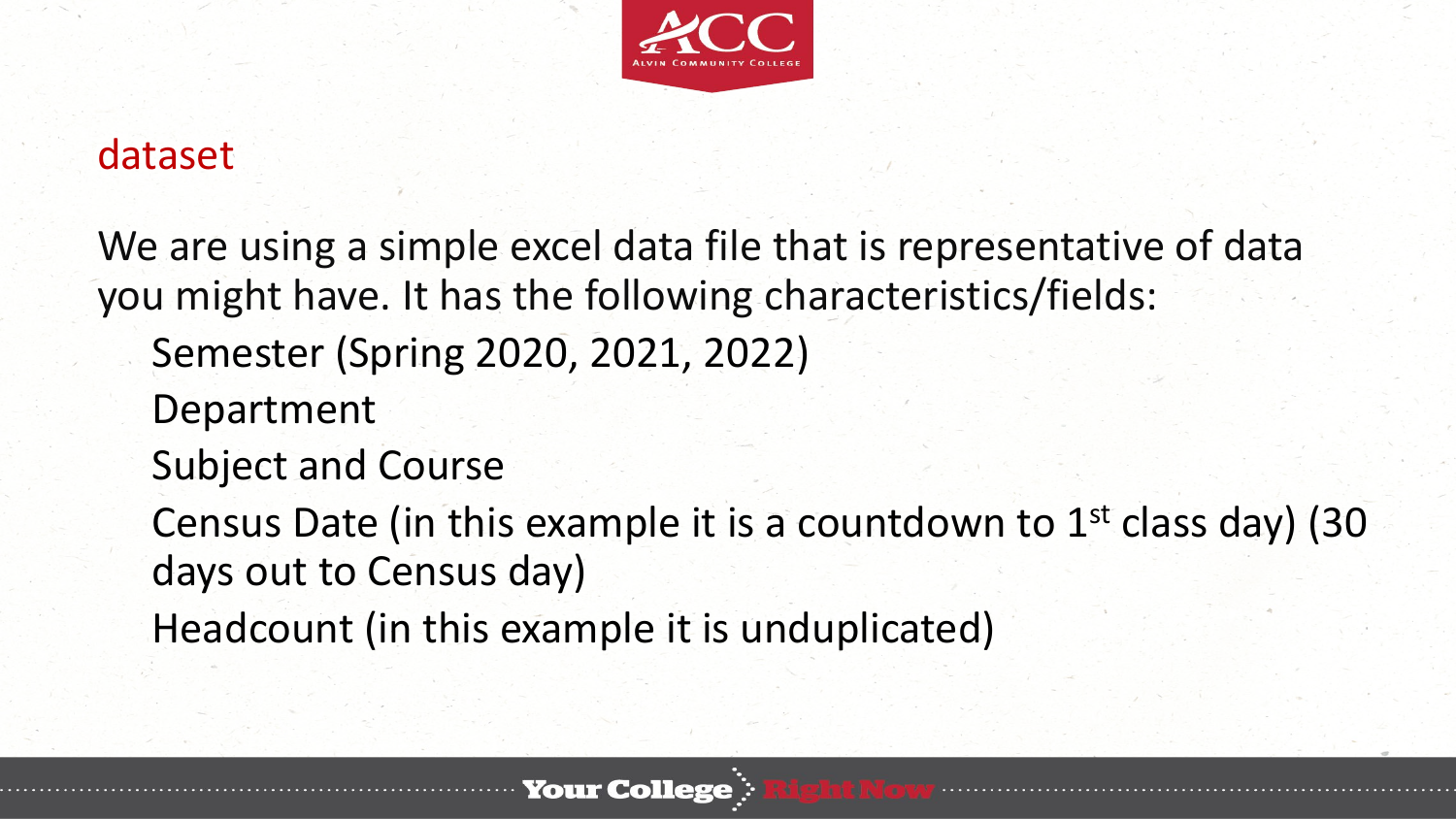## dataset

We are using a simple excel data file that is representative of data you might have. It has the following characteristics/fields:

- Semester (Spring 2020, 2021, 2022)
- Department
- Subject and Course
- Census Date (in this example it is a countdown to 1st class day) (30 days out to Census day)
- Headcount (in this example it is unduplicated)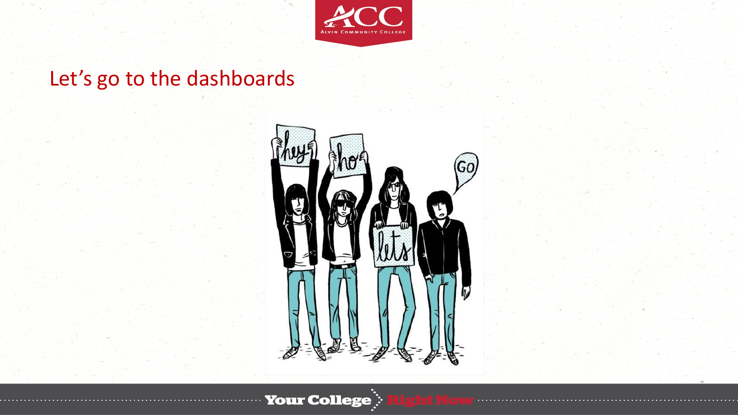## Let’s go to the dashboards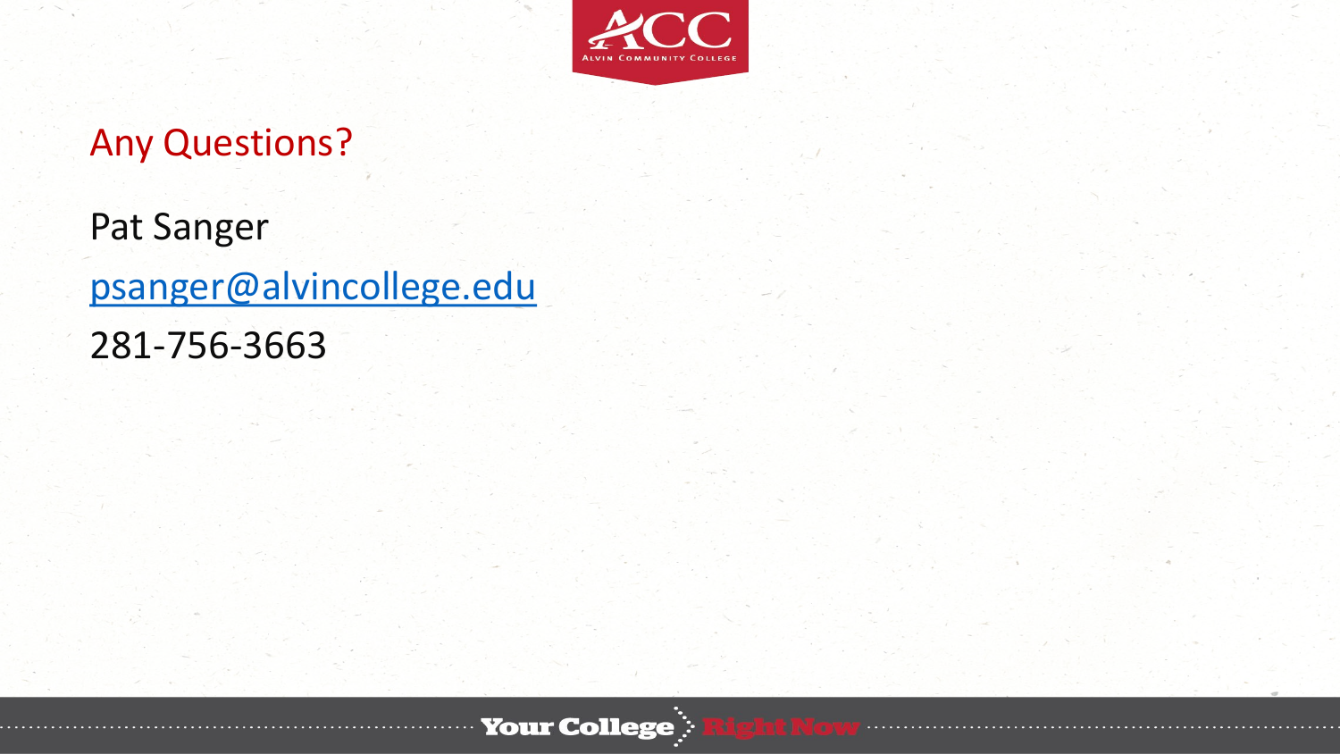## Any Questions?

Pat Sanger

psanger@alvincollege.edu

281-756-3663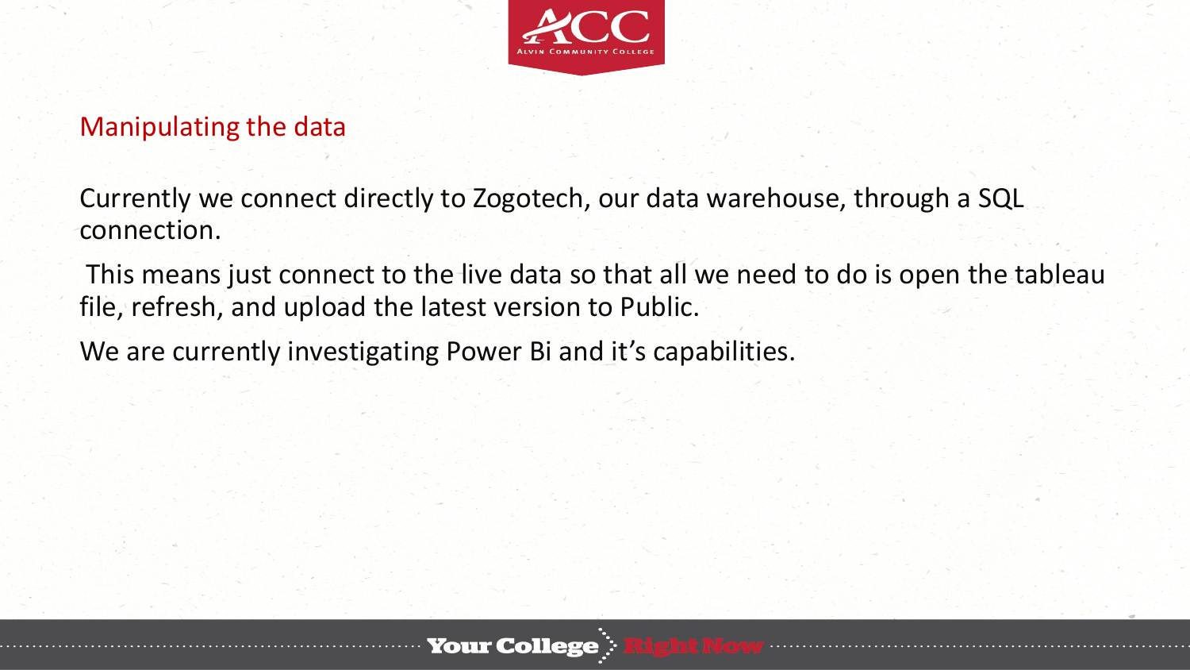## Manipulating the data

Currently we connect directly to Zogotech, our data warehouse, through a SQL connection.

This means just connect to the live data so that all we need to do is open the tableau file, refresh, and upload the latest version to Public.

We are currently investigating Power Bi and it's capabilities.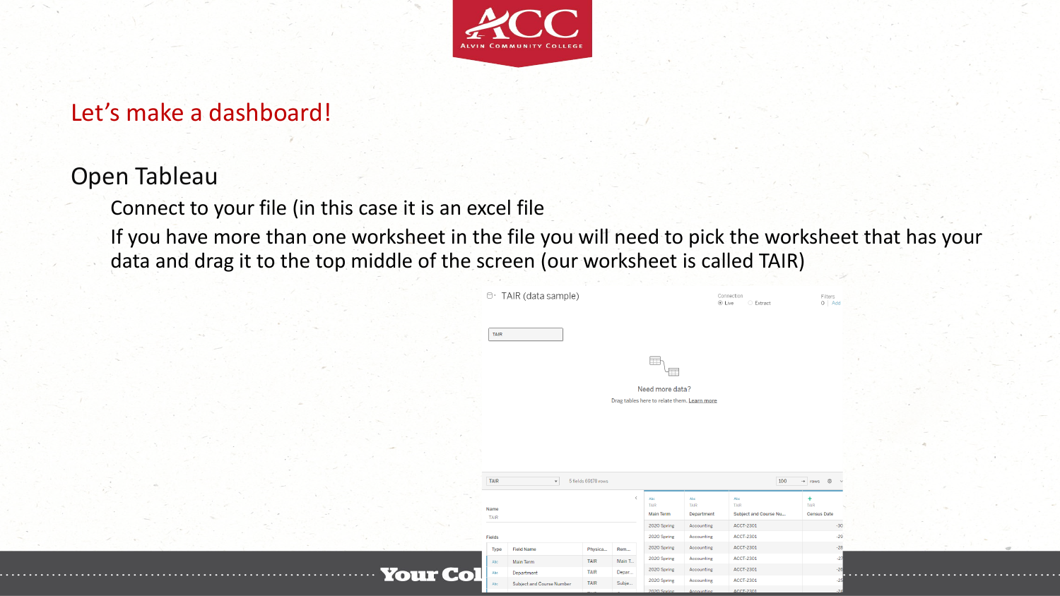# Let's make a dashboard!

## Open Tableau

- Connect to your file (in this case it is an excel file
- If you have more than one worksheet in the file you will need to pick the worksheet that has your data and drag it to the top middle of the screen (our worksheet is called TAIR)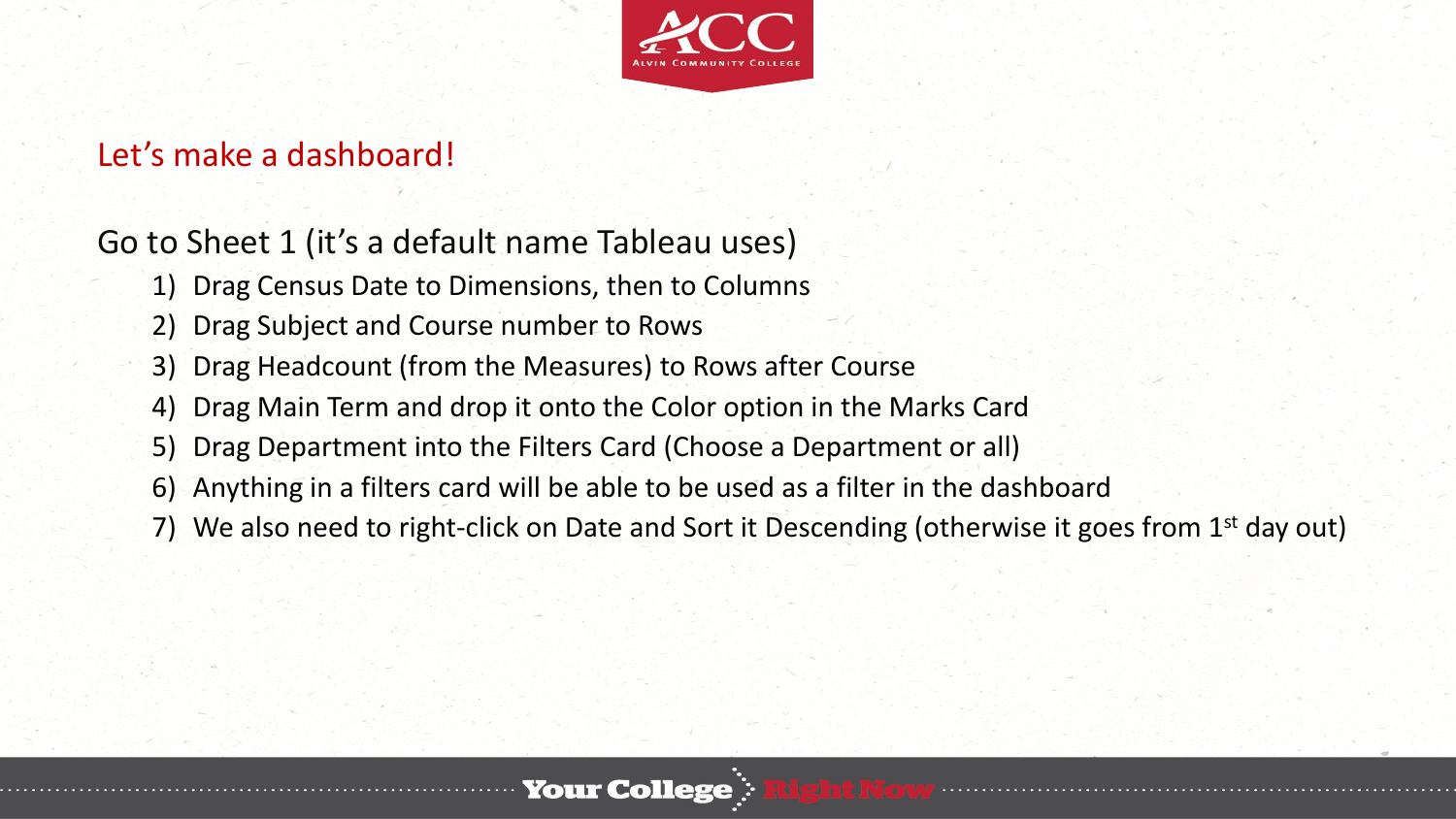## Let's make a dashboard!

Go to Sheet 1 (it's a default name Tableau uses)

1) Drag Census Date to Dimensions, then to Columns
2) Drag Subject and Course number to Rows
3) Drag Headcount (from the Measures) to Rows after Course
4) Drag Main Term and drop it onto the Color option in the Marks Card
5) Drag Department into the Filters Card (Choose a Department or all)
6) Anything in a filters card will be able to be used as a filter in the dashboard
7) We also need to right-click on Date and Sort it Descending (otherwise it goes from 1st day out)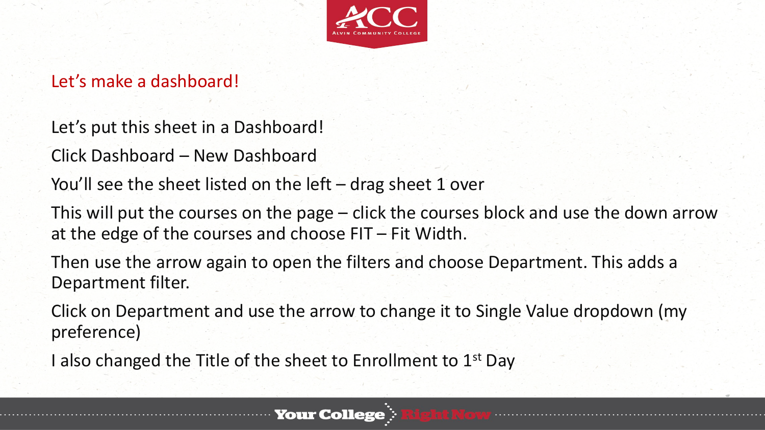## Let's make a dashboard!

Let's put this sheet in a Dashboard!

Click Dashboard – New Dashboard

You'll see the sheet listed on the left – drag sheet 1 over

This will put the courses on the page – click the courses block and use the down arrow at the edge of the courses and choose FIT – Fit Width.

Then use the arrow again to open the filters and choose Department. This adds a Department filter.

Click on Department and use the arrow to change it to Single Value dropdown (my preference)

I also changed the Title of the sheet to Enrollment to 1st Day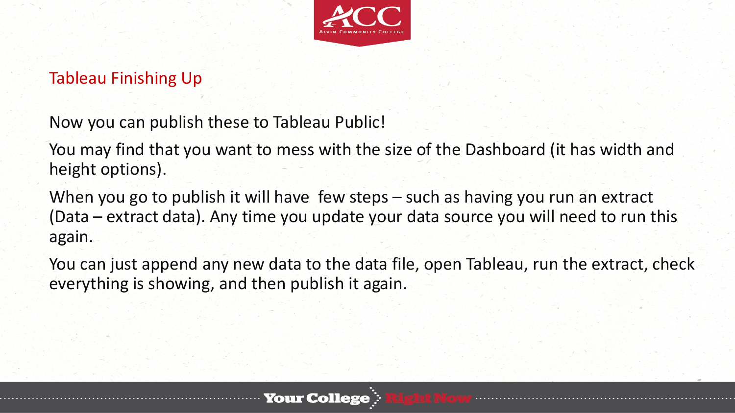## Tableau Finishing Up

Now you can publish these to Tableau Public!

You may find that you want to mess with the size of the Dashboard (it has width and height options).

When you go to publish it will have  few steps – such as having you run an extract (Data – extract data). Any time you update your data source you will need to run this again.

You can just append any new data to the data file, open Tableau, run the extract, check everything is showing, and then publish it again.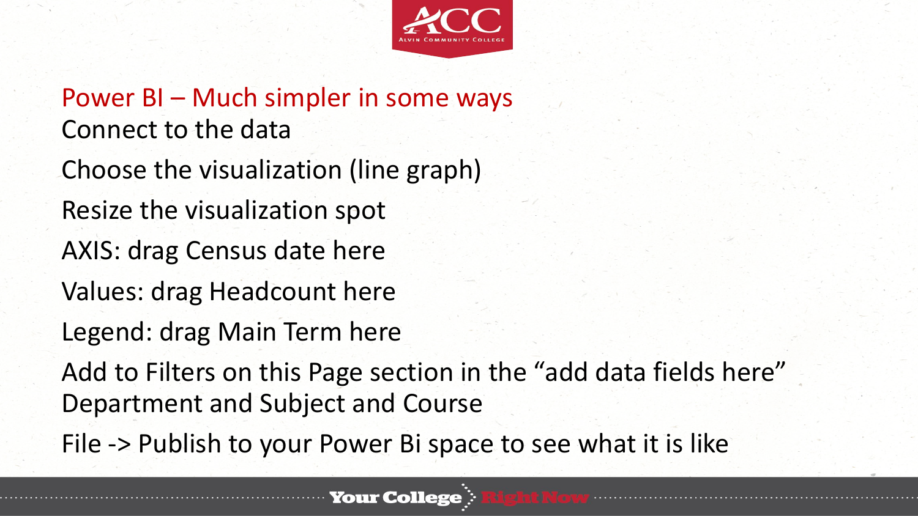## Power BI – Much simpler in some ways

Connect to the data

Choose the visualization (line graph)

Resize the visualization spot

AXIS: drag Census date here

Values: drag Headcount here

Legend: drag Main Term here

Add to Filters on this Page section in the "add data fields here" Department and Subject and Course

File -> Publish to your Power Bi space to see what it is like